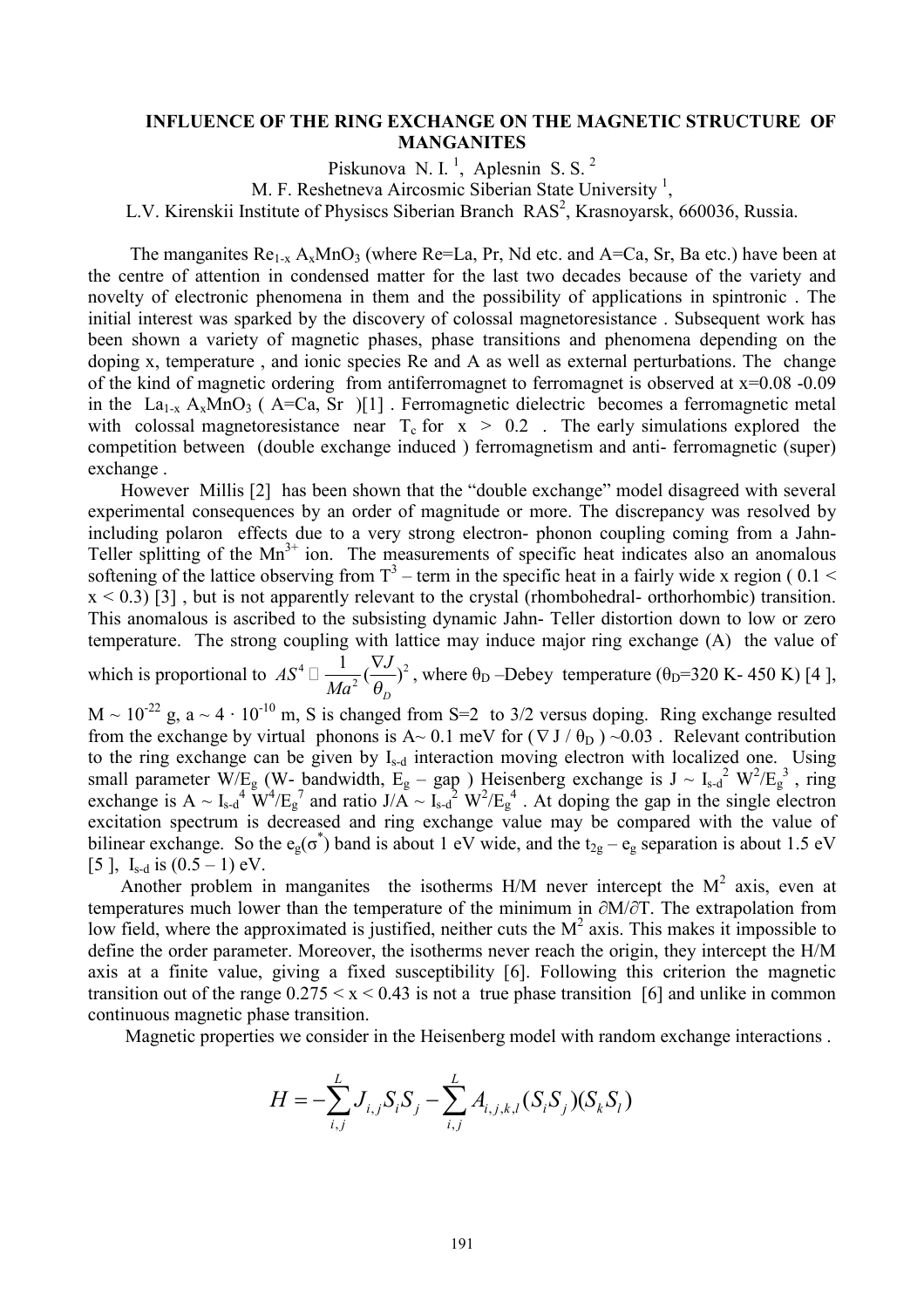# INFLUENCE OF THE RING EXCHANGE ON THE MAGNETIC STRUCTURE OF MANGANITES

Piskunova N. I. [1], Aplesnin S. S. [2]

M. F. Reshetneva Aircosmic Siberian State University [1],

L.V. Kirenskii Institute of Physiscs Siberian Branch RAS[2], Krasnoyarsk, 660036, Russia.

The manganites $Re_{1-x}A_xMnO_3$ (where Re=La, Pr, Nd etc. and A=Ca, Sr, Ba etc.) have been at the centre of attention in condensed matter for the last two decades because of the variety and novelty of electronic phenomena in them and the possibility of applications in spintronic . The initial interest was sparked by the discovery of colossal magnetoresistance . Subsequent work has been shown a variety of magnetic phases, phase transitions and phenomena depending on the doping x, temperature , and ionic species Re and A as well as external perturbations. The change of the kind of magnetic ordering from antiferromagnet to ferromagnet is observed at x=0.08 -0.09 in the $La_{1-x}A_xMnO_3$ ( A=Ca, Sr )[1] . Ferromagnetic dielectric becomes a ferromagnetic metal with colossal magnetoresistance near $T_c$ for $x > 0.2$ . The early simulations explored the competition between (double exchange induced ) ferromagnetism and anti- ferromagnetic (super) exchange .

However Millis [2] has been shown that the "double exchange" model disagreed with several experimental consequences by an order of magnitude or more. The discrepancy was resolved by including polaron effects due to a very strong electron- phonon coupling coming from a Jahn-Teller splitting of the $Mn^{3+}$ ion. The measurements of specific heat indicates also an anomalous softening of the lattice observing from $T^3$ – term in the specific heat in a fairly wide x region ( $0.1 < x < 0.3$) [3] , but is not apparently relevant to the crystal (rhombohedral- orthorhombic) transition. This anomalous is ascribed to the subsisting dynamic Jahn- Teller distortion down to low or zero temperature. The strong coupling with lattice may induce major ring exchange (A) the value of which is proportional to $AS^4 \sim \frac{1}{Ma^2}(\frac{\nabla J}{\theta_D})^2$, where $\theta_D$ –Debey temperature ($\theta_D$=320 K- 450 K) [4 ], $M \sim 10^{-22}$ g, $a \sim 4 \cdot 10^{-10}$ m, S is changed from S=2 to 3/2 versus doping. Ring exchange resulted from the exchange by virtual phonons is A~ 0.1 meV for ($\nabla J / \theta_D$ ) ~0.03 . Relevant contribution to the ring exchange can be given by $I_{s-d}$ interaction moving electron with localized one. Using small parameter $W/E_g$ (W- bandwidth, $E_g$ – gap ) Heisenberg exchange is $J \sim I_{s-d}^2 W^2/E_g^3$ , ring exchange is $A \sim I_{s-d}^4 W^4/E_g^7$ and ratio $J/A \sim I_{s-d}^2 W^2/E_g^4$ . At doping the gap in the single electron excitation spectrum is decreased and ring exchange value may be compared with the value of bilinear exchange. So the $e_g(\sigma^*)$ band is about 1 eV wide, and the $t_{2g} - e_g$ separation is about 1.5 eV [5 ], $I_{s-d}$ is (0.5 – 1) eV.

Another problem in manganites the isotherms H/M never intercept the $M^2$ axis, even at temperatures much lower than the temperature of the minimum in $\partial M/\partial T$. The extrapolation from low field, where the approximated is justified, neither cuts the $M^2$ axis. This makes it impossible to define the order parameter. Moreover, the isotherms never reach the origin, they intercept the H/M axis at a finite value, giving a fixed susceptibility [6]. Following this criterion the magnetic transition out of the range $0.275 < x < 0.43$ is not a true phase transition [6] and unlike in common continuous magnetic phase transition.

Magnetic properties we consider in the Heisenberg model with random exchange interactions .

$$H = -\sum_{i,j}^{L} J_{i,j} S_i S_j - \sum_{i,j}^{L} A_{i,j,k,l} (S_i S_j)(S_k S_l)$$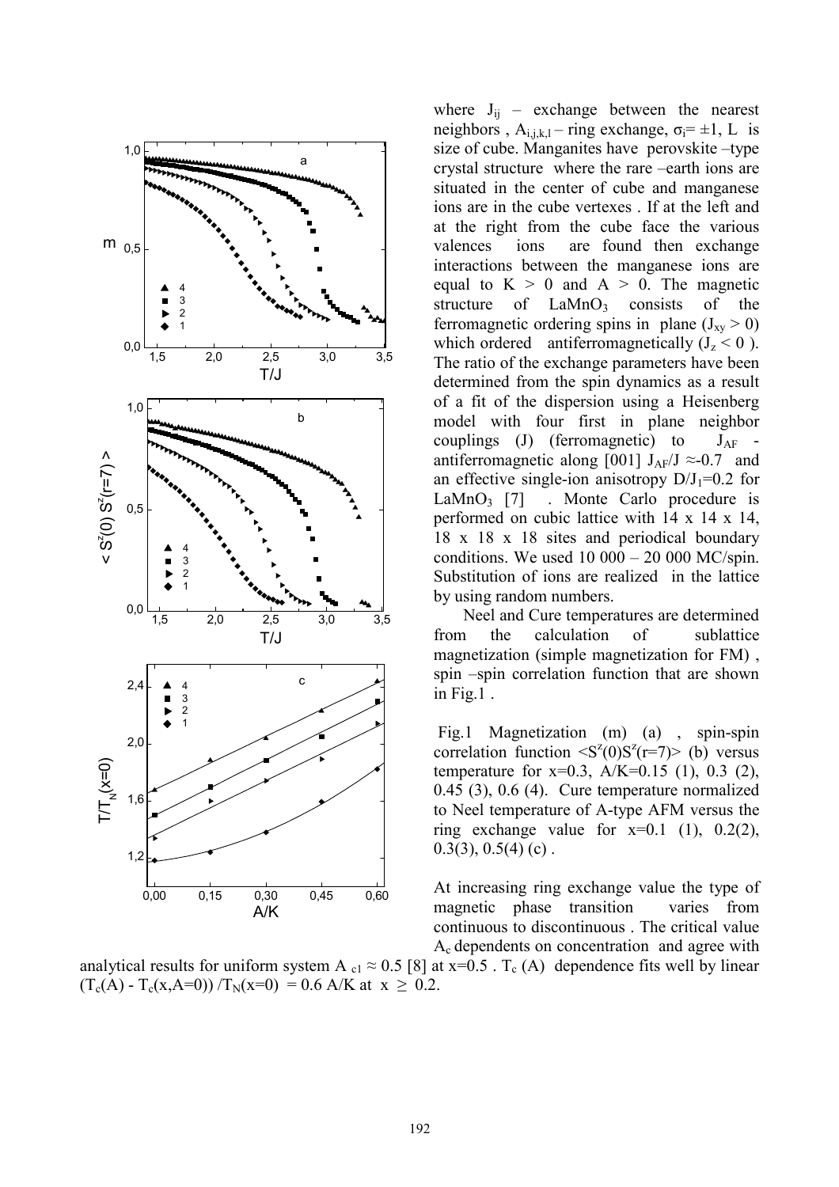where $J_{ij}$ – exchange between the nearest neighbors , $A_{i,j,k,l}$ – ring exchange, $\sigma_i = \pm 1$, L is size of cube. Manganites have perovskite –type crystal structure where the rare –earth ions are situated in the center of cube and manganese ions are in the cube vertexes . If at the left and at the right from the cube face the various valences ions are found then exchange interactions between the manganese ions are equal to $K > 0$ and $A > 0$. The magnetic structure of $LaMnO_3$ consists of the ferromagnetic ordering spins in plane ($J_{xy} > 0$) which ordered antiferromagnetically ($J_z < 0$ ). The ratio of the exchange parameters have been determined from the spin dynamics as a result of a fit of the dispersion using a Heisenberg model with four first in plane neighbor couplings (J) (ferromagnetic) to $J_{AF}$ - antiferromagnetic along [001] $J_{AF}/J \approx -0.7$ and an effective single-ion anisotropy $D/J_1 = 0.2$ for $LaMnO_3$ [7] . Monte Carlo procedure is performed on cubic lattice with 14 x 14 x 14, 18 x 18 x 18 sites and periodical boundary conditions. We used 10 000 – 20 000 MC/spin. Substitution of ions are realized in the lattice by using random numbers.

Neel and Cure temperatures are determined from the calculation of sublattice magnetization (simple magnetization for FM) , spin –spin correlation function that are shown in Fig.1 .

Fig.1 Magnetization (m) (a) , spin-spin correlation function $<S^z(0)S^z(r=7)>$ (b) versus temperature for x=0.3, A/K=0.15 (1), 0.3 (2), 0.45 (3), 0.6 (4). Cure temperature normalized to Neel temperature of A-type AFM versus the ring exchange value for x=0.1 (1), 0.2(2), 0.3(3), 0.5(4) (c) .

At increasing ring exchange value the type of magnetic phase transition varies from continuous to discontinuous . The critical value $A_c$ dependents on concentration and agree with analytical results for uniform system $A_{c1} \approx 0.5$ [8] at x=0.5 . $T_c$ (A) dependence fits well by linear $(T_c(A) - T_c(x,A=0)) / T_N(x=0) = 0.6$ A/K at $x \geq 0.2$.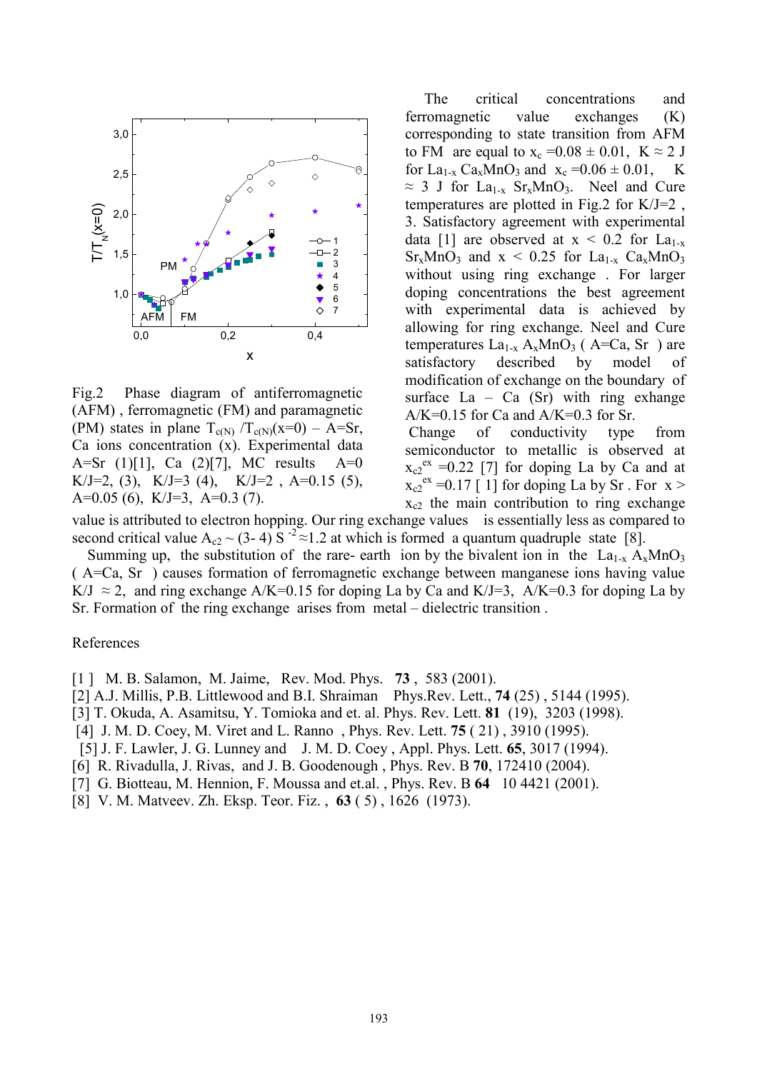T/T_N(x=0)

3,0

2,5

2,0

1,5

1,0

0,0

0,2

0,4

x

PM

AFM

FM

1
2
3
4
5
6
7

Fig.2 Phase diagram of antiferromagnetic (AFM), ferromagnetic (FM) and paramagnetic (PM) states in plane $T_{c(N)}/T_{c(N)}(x=0)$ – A=Sr, Ca ions concentration (x). Experimental data A=Sr (1)[1], Ca (2)[7], MC results A=0 K/J=2, (3), K/J=3 (4), K/J=2, A=0.15 (5), A=0.05 (6), K/J=3, A=0.3 (7).

The critical concentrations and ferromagnetic value exchanges (K) corresponding to state transition from AFM to FM are equal to $x_c = 0.08 \pm 0.01$, $K \approx 2$ J for $La_{1-x}Ca_xMnO_3$ and $x_c = 0.06 \pm 0.01$, $K \approx 3$ J for $La_{1-x}Sr_xMnO_3$. Neel and Cure temperatures are plotted in Fig.2 for K/J=2, 3. Satisfactory agreement with experimental data [1] are observed at $x < 0.2$ for $La_{1-x}Sr_xMnO_3$ and $x < 0.25$ for $La_{1-x}Ca_xMnO_3$ without using ring exchange. For larger doping concentrations the best agreement with experimental data is achieved by allowing for ring exchange. Neel and Cure temperatures $La_{1-x}A_xMnO_3$ ( A=Ca, Sr ) are satisfactory described by model of modification of exchange on the boundary of surface La – Ca (Sr) with ring exhange A/K=0.15 for Ca and A/K=0.3 for Sr.

Change of conductivity type from semiconductor to metallic is observed at $x_{c2}^{ex} = 0.22$ [7] for doping La by Ca and at $x_{c2}^{ex} = 0.17$ [1] for doping La by Sr. For $x > x_{c2}$ the main contribution to ring exchange value is attributed to electron hopping. Our ring exchange values is essentially less as compared to second critical value $A_{c2} \sim (3\text{-}4)\, S^{-2} \approx 1.2$ at which is formed a quantum quadruple state [8].

Summing up, the substitution of the rare- earth ion by the bivalent ion in the $La_{1-x}A_xMnO_3$ ( A=Ca, Sr ) causes formation of ferromagnetic exchange between manganese ions having value $K/J \approx 2$, and ring exchange A/K=0.15 for doping La by Ca and K/J=3, A/K=0.3 for doping La by Sr. Formation of the ring exchange arises from metal – dielectric transition .

## References

[1 ] M. B. Salamon, M. Jaime, Rev. Mod. Phys. **73** , 583 (2001).

[2] A.J. Millis, P.B. Littlewood and B.I. Shraiman Phys.Rev. Lett., **74** (25) , 5144 (1995).

[3] T. Okuda, A. Asamitsu, Y. Tomioka and et. al. Phys. Rev. Lett. **81** (19), 3203 (1998).

[4] J. M. D. Coey, M. Viret and L. Ranno , Phys. Rev. Lett. **75** ( 21) , 3910 (1995).

[5] J. F. Lawler, J. G. Lunney and J. M. D. Coey , Appl. Phys. Lett. **65**, 3017 (1994).

[6] R. Rivadulla, J. Rivas, and J. B. Goodenough , Phys. Rev. B **70**, 172410 (2004).

[7] G. Biotteau, M. Hennion, F. Moussa and et.al. , Phys. Rev. B **64** 10 4421 (2001).

[8] V. M. Matveev. Zh. Eksp. Teor. Fiz. , **63** ( 5) , 1626 (1973).